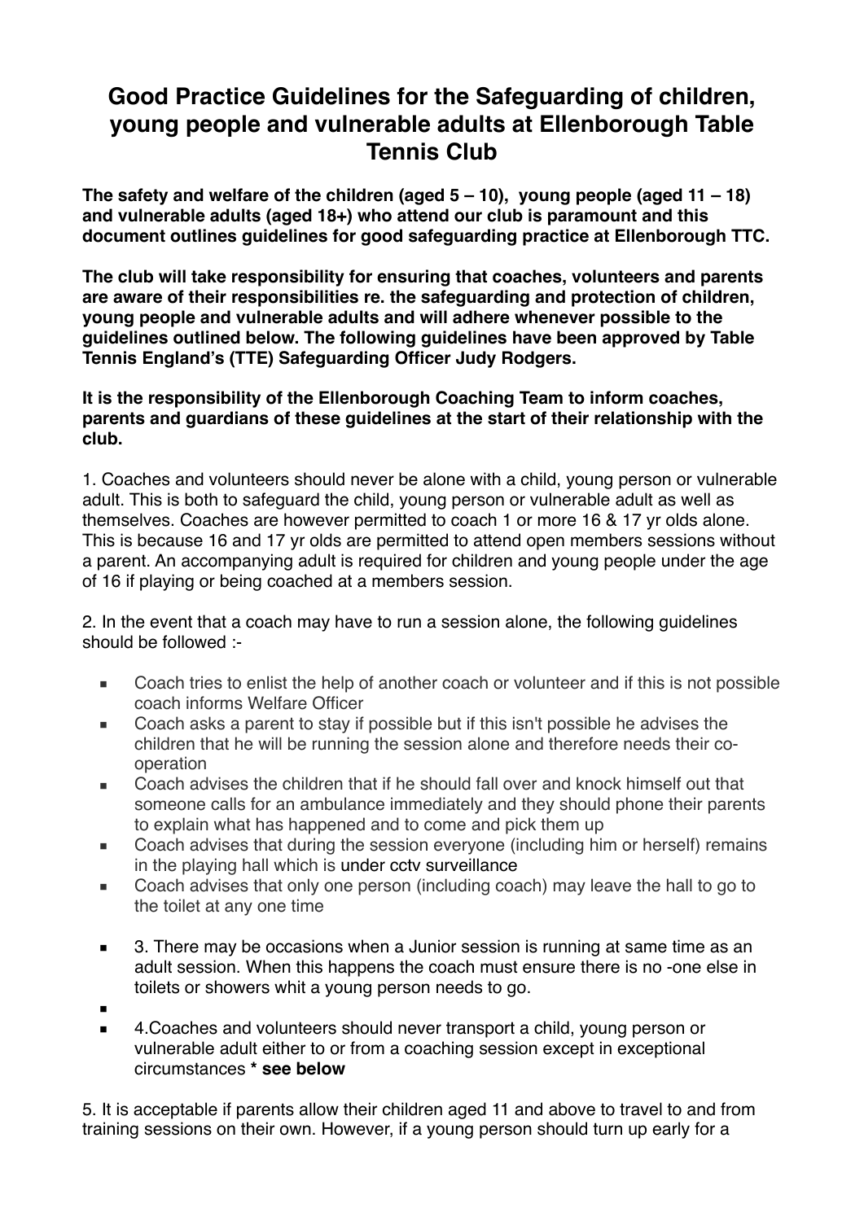# Good Practice Guidelines for the Safeguarding of children, young people and vulnerable adults at Ellenborough Table Tennis Club

**The safety and welfare of the children (aged 5 – 10), young people (aged 11 – 18) and vulnerable adults (aged 18+) who attend our club is paramount and this document outlines guidelines for good safeguarding practice at Ellenborough TTC.**

**The club will take responsibility for ensuring that coaches, volunteers and parents are aware of their responsibilities re. the safeguarding and protection of children, young people and vulnerable adults and will adhere whenever possible to the guidelines outlined below. The following guidelines have been approved by Table Tennis England's (TTE) Safeguarding Officer Judy Rodgers.**

**It is the responsibility of the Ellenborough Coaching Team to inform coaches, parents and guardians of these guidelines at the start of their relationship with the club.**

1. Coaches and volunteers should never be alone with a child, young person or vulnerable adult. This is both to safeguard the child, young person or vulnerable adult as well as themselves. Coaches are however permitted to coach 1 or more 16 & 17 yr olds alone. This is because 16 and 17 yr olds are permitted to attend open members sessions without a parent. An accompanying adult is required for children and young people under the age of 16 if playing or being coached at a members session.

2. In the event that a coach may have to run a session alone, the following guidelines should be followed :-

- Coach tries to enlist the help of another coach or volunteer and if this is not possible coach informs Welfare Officer
- Coach asks a parent to stay if possible but if this isn't possible he advises the children that he will be running the session alone and therefore needs their co-operation
- Coach advises the children that if he should fall over and knock himself out that someone calls for an ambulance immediately and they should phone their parents to explain what has happened and to come and pick them up
- Coach advises that during the session everyone (including him or herself) remains in the playing hall which is under cctv surveillance
- Coach advises that only one person (including coach) may leave the hall to go to the toilet at any one time

- 3. There may be occasions when a Junior session is running at same time as an adult session. When this happens the coach must ensure there is no -one else in toilets or showers whit a young person needs to go.
- 4.Coaches and volunteers should never transport a child, young person or vulnerable adult either to or from a coaching session except in exceptional circumstances **\* see below**

5. It is acceptable if parents allow their children aged 11 and above to travel to and from training sessions on their own. However, if a young person should turn up early for a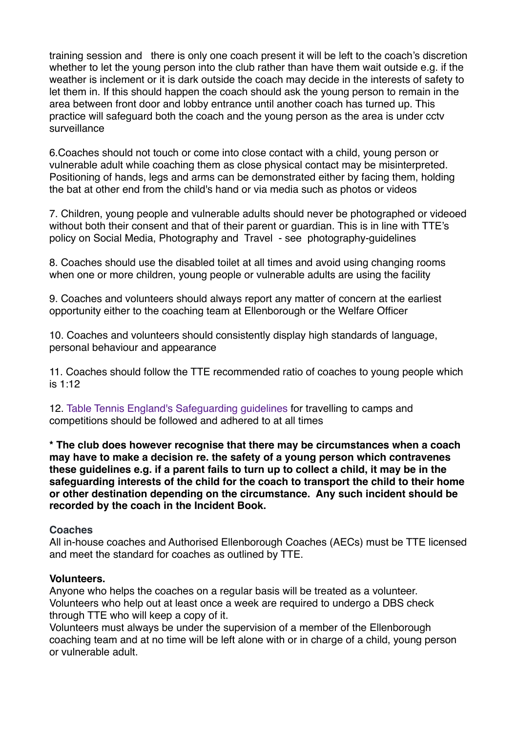training session and there is only one coach present it will be left to the coach's discretion whether to let the young person into the club rather than have them wait outside e.g. if the weather is inclement or it is dark outside the coach may decide in the interests of safety to let them in. If this should happen the coach should ask the young person to remain in the area between front door and lobby entrance until another coach has turned up. This practice will safeguard both the coach and the young person as the area is under cctv surveillance

6.Coaches should not touch or come into close contact with a child, young person or vulnerable adult while coaching them as close physical contact may be misinterpreted. Positioning of hands, legs and arms can be demonstrated either by facing them, holding the bat at other end from the child's hand or via media such as photos or videos

7. Children, young people and vulnerable adults should never be photographed or videoed without both their consent and that of their parent or guardian. This is in line with TTE's policy on Social Media, Photography and Travel - see photography-guidelines

8. Coaches should use the disabled toilet at all times and avoid using changing rooms when one or more children, young people or vulnerable adults are using the facility

9. Coaches and volunteers should always report any matter of concern at the earliest opportunity either to the coaching team at Ellenborough or the Welfare Officer

10. Coaches and volunteers should consistently display high standards of language, personal behaviour and appearance

11. Coaches should follow the TTE recommended ratio of coaches to young people which is 1:12

12. Table Tennis England's Safeguarding guidelines for travelling to camps and competitions should be followed and adhered to at all times

**\* The club does however recognise that there may be circumstances when a coach may have to make a decision re. the safety of a young person which contravenes these guidelines e.g. if a parent fails to turn up to collect a child, it may be in the safeguarding interests of the child for the coach to transport the child to their home or other destination depending on the circumstance. Any such incident should be recorded by the coach in the Incident Book.**

### Coaches

All in-house coaches and Authorised Ellenborough Coaches (AECs) must be TTE licensed and meet the standard for coaches as outlined by TTE.

### Volunteers.

Anyone who helps the coaches on a regular basis will be treated as a volunteer. Volunteers who help out at least once a week are required to undergo a DBS check through TTE who will keep a copy of it.

Volunteers must always be under the supervision of a member of the Ellenborough coaching team and at no time will be left alone with or in charge of a child, young person or vulnerable adult.